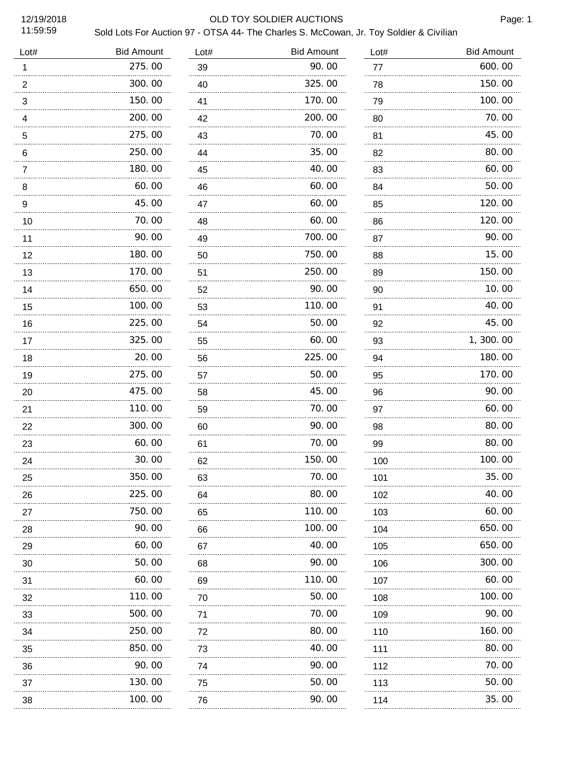# OLD TOY SOLDIER AUCTIONS

12/19/2018
11:59:59

Sold Lots For Auction 97 - OTSA 44- The Charles S. McCowan, Jr. Toy Soldier & Civilian

| Lot# | Bid Amount | Lot# | Bid Amount | Lot# | Bid Amount |
|---|---|---|---|---|---|
| 1 | 275.00 | 39 | 90.00 | 77 | 600.00 |
| 2 | 300.00 | 40 | 325.00 | 78 | 150.00 |
| 3 | 150.00 | 41 | 170.00 | 79 | 100.00 |
| 4 | 200.00 | 42 | 200.00 | 80 | 70.00 |
| 5 | 275.00 | 43 | 70.00 | 81 | 45.00 |
| 6 | 250.00 | 44 | 35.00 | 82 | 80.00 |
| 7 | 180.00 | 45 | 40.00 | 83 | 60.00 |
| 8 | 60.00 | 46 | 60.00 | 84 | 50.00 |
| 9 | 45.00 | 47 | 60.00 | 85 | 120.00 |
| 10 | 70.00 | 48 | 60.00 | 86 | 120.00 |
| 11 | 90.00 | 49 | 700.00 | 87 | 90.00 |
| 12 | 180.00 | 50 | 750.00 | 88 | 15.00 |
| 13 | 170.00 | 51 | 250.00 | 89 | 150.00 |
| 14 | 650.00 | 52 | 90.00 | 90 | 10.00 |
| 15 | 100.00 | 53 | 110.00 | 91 | 40.00 |
| 16 | 225.00 | 54 | 50.00 | 92 | 45.00 |
| 17 | 325.00 | 55 | 60.00 | 93 | 1,300.00 |
| 18 | 20.00 | 56 | 225.00 | 94 | 180.00 |
| 19 | 275.00 | 57 | 50.00 | 95 | 170.00 |
| 20 | 475.00 | 58 | 45.00 | 96 | 90.00 |
| 21 | 110.00 | 59 | 70.00 | 97 | 60.00 |
| 22 | 300.00 | 60 | 90.00 | 98 | 80.00 |
| 23 | 60.00 | 61 | 70.00 | 99 | 80.00 |
| 24 | 30.00 | 62 | 150.00 | 100 | 100.00 |
| 25 | 350.00 | 63 | 70.00 | 101 | 35.00 |
| 26 | 225.00 | 64 | 80.00 | 102 | 40.00 |
| 27 | 750.00 | 65 | 110.00 | 103 | 60.00 |
| 28 | 90.00 | 66 | 100.00 | 104 | 650.00 |
| 29 | 60.00 | 67 | 40.00 | 105 | 650.00 |
| 30 | 50.00 | 68 | 90.00 | 106 | 300.00 |
| 31 | 60.00 | 69 | 110.00 | 107 | 60.00 |
| 32 | 110.00 | 70 | 50.00 | 108 | 100.00 |
| 33 | 500.00 | 71 | 70.00 | 109 | 90.00 |
| 34 | 250.00 | 72 | 80.00 | 110 | 160.00 |
| 35 | 850.00 | 73 | 40.00 | 111 | 80.00 |
| 36 | 90.00 | 74 | 90.00 | 112 | 70.00 |
| 37 | 130.00 | 75 | 50.00 | 113 | 50.00 |
| 38 | 100.00 | 76 | 90.00 | 114 | 35.00 |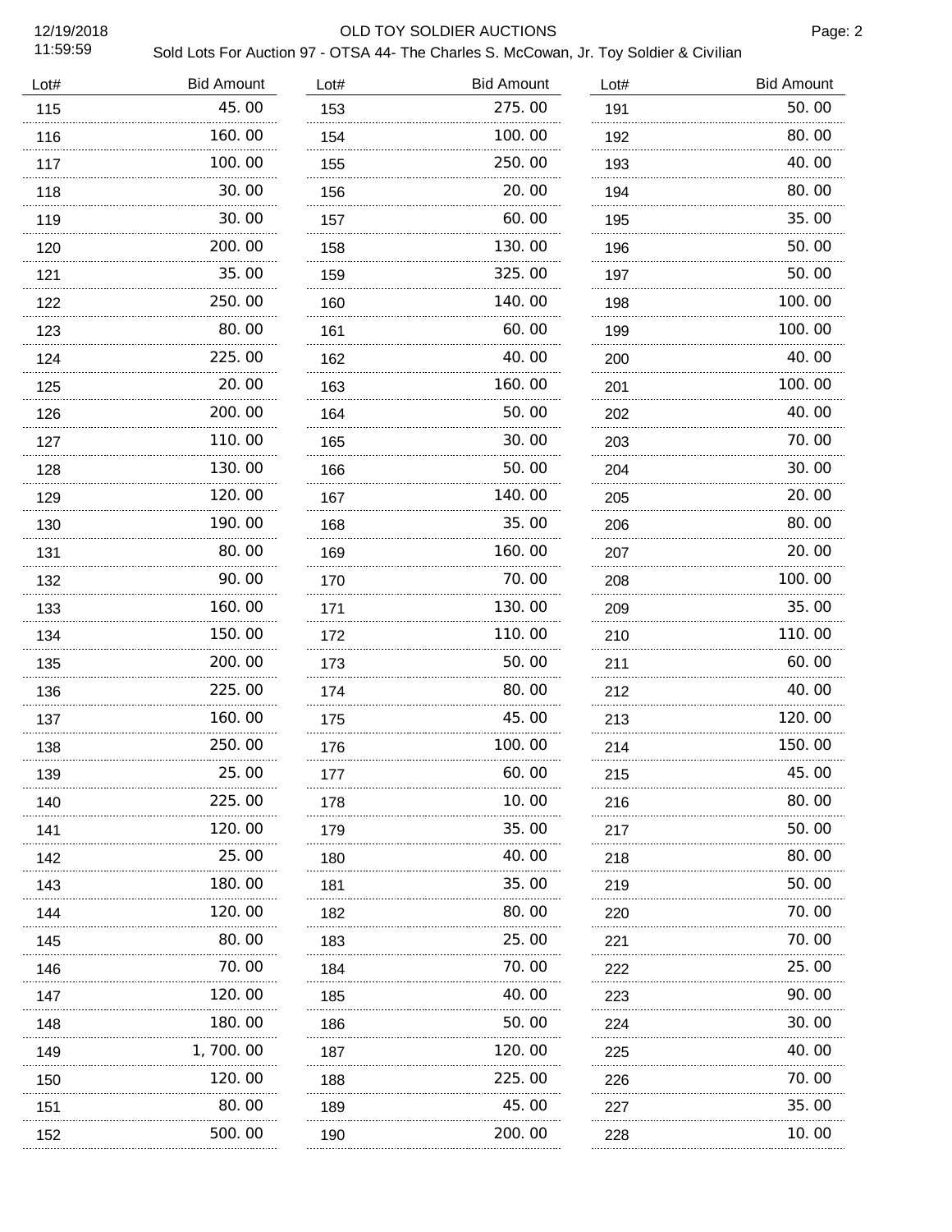| Lot# | Bid Amount | Lot# | Bid Amount | Lot# | Bid Amount |
|---|---|---|---|---|---|
| 115 | 45.00 | 153 | 275.00 | 191 | 50.00 |
| 116 | 160.00 | 154 | 100.00 | 192 | 80.00 |
| 117 | 100.00 | 155 | 250.00 | 193 | 40.00 |
| 118 | 30.00 | 156 | 20.00 | 194 | 80.00 |
| 119 | 30.00 | 157 | 60.00 | 195 | 35.00 |
| 120 | 200.00 | 158 | 130.00 | 196 | 50.00 |
| 121 | 35.00 | 159 | 325.00 | 197 | 50.00 |
| 122 | 250.00 | 160 | 140.00 | 198 | 100.00 |
| 123 | 80.00 | 161 | 60.00 | 199 | 100.00 |
| 124 | 225.00 | 162 | 40.00 | 200 | 40.00 |
| 125 | 20.00 | 163 | 160.00 | 201 | 100.00 |
| 126 | 200.00 | 164 | 50.00 | 202 | 40.00 |
| 127 | 110.00 | 165 | 30.00 | 203 | 70.00 |
| 128 | 130.00 | 166 | 50.00 | 204 | 30.00 |
| 129 | 120.00 | 167 | 140.00 | 205 | 20.00 |
| 130 | 190.00 | 168 | 35.00 | 206 | 80.00 |
| 131 | 80.00 | 169 | 160.00 | 207 | 20.00 |
| 132 | 90.00 | 170 | 70.00 | 208 | 100.00 |
| 133 | 160.00 | 171 | 130.00 | 209 | 35.00 |
| 134 | 150.00 | 172 | 110.00 | 210 | 110.00 |
| 135 | 200.00 | 173 | 50.00 | 211 | 60.00 |
| 136 | 225.00 | 174 | 80.00 | 212 | 40.00 |
| 137 | 160.00 | 175 | 45.00 | 213 | 120.00 |
| 138 | 250.00 | 176 | 100.00 | 214 | 150.00 |
| 139 | 25.00 | 177 | 60.00 | 215 | 45.00 |
| 140 | 225.00 | 178 | 10.00 | 216 | 80.00 |
| 141 | 120.00 | 179 | 35.00 | 217 | 50.00 |
| 142 | 25.00 | 180 | 40.00 | 218 | 80.00 |
| 143 | 180.00 | 181 | 35.00 | 219 | 50.00 |
| 144 | 120.00 | 182 | 80.00 | 220 | 70.00 |
| 145 | 80.00 | 183 | 25.00 | 221 | 70.00 |
| 146 | 70.00 | 184 | 70.00 | 222 | 25.00 |
| 147 | 120.00 | 185 | 40.00 | 223 | 90.00 |
| 148 | 180.00 | 186 | 50.00 | 224 | 30.00 |
| 149 | 1,700.00 | 187 | 120.00 | 225 | 40.00 |
| 150 | 120.00 | 188 | 225.00 | 226 | 70.00 |
| 151 | 80.00 | 189 | 45.00 | 227 | 35.00 |
| 152 | 500.00 | 190 | 200.00 | 228 | 10.00 |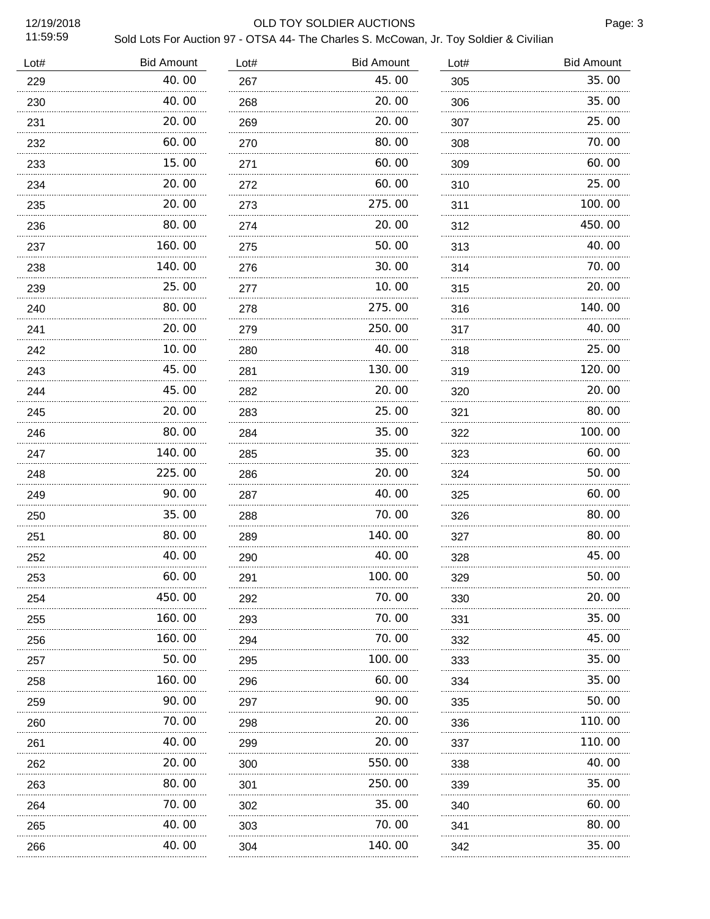# OLD TOY SOLDIER AUCTIONS

Sold Lots For Auction 97 - OTSA 44- The Charles S. McCowan, Jr. Toy Soldier & Civilian

| Lot# | Bid Amount | Lot# | Bid Amount | Lot# | Bid Amount |
|---|---|---|---|---|---|
| 229 | 40.00 | 267 | 45.00 | 305 | 35.00 |
| 230 | 40.00 | 268 | 20.00 | 306 | 35.00 |
| 231 | 20.00 | 269 | 20.00 | 307 | 25.00 |
| 232 | 60.00 | 270 | 80.00 | 308 | 70.00 |
| 233 | 15.00 | 271 | 60.00 | 309 | 60.00 |
| 234 | 20.00 | 272 | 60.00 | 310 | 25.00 |
| 235 | 20.00 | 273 | 275.00 | 311 | 100.00 |
| 236 | 80.00 | 274 | 20.00 | 312 | 450.00 |
| 237 | 160.00 | 275 | 50.00 | 313 | 40.00 |
| 238 | 140.00 | 276 | 30.00 | 314 | 70.00 |
| 239 | 25.00 | 277 | 10.00 | 315 | 20.00 |
| 240 | 80.00 | 278 | 275.00 | 316 | 140.00 |
| 241 | 20.00 | 279 | 250.00 | 317 | 40.00 |
| 242 | 10.00 | 280 | 40.00 | 318 | 25.00 |
| 243 | 45.00 | 281 | 130.00 | 319 | 120.00 |
| 244 | 45.00 | 282 | 20.00 | 320 | 20.00 |
| 245 | 20.00 | 283 | 25.00 | 321 | 80.00 |
| 246 | 80.00 | 284 | 35.00 | 322 | 100.00 |
| 247 | 140.00 | 285 | 35.00 | 323 | 60.00 |
| 248 | 225.00 | 286 | 20.00 | 324 | 50.00 |
| 249 | 90.00 | 287 | 40.00 | 325 | 60.00 |
| 250 | 35.00 | 288 | 70.00 | 326 | 80.00 |
| 251 | 80.00 | 289 | 140.00 | 327 | 80.00 |
| 252 | 40.00 | 290 | 40.00 | 328 | 45.00 |
| 253 | 60.00 | 291 | 100.00 | 329 | 50.00 |
| 254 | 450.00 | 292 | 70.00 | 330 | 20.00 |
| 255 | 160.00 | 293 | 70.00 | 331 | 35.00 |
| 256 | 160.00 | 294 | 70.00 | 332 | 45.00 |
| 257 | 50.00 | 295 | 100.00 | 333 | 35.00 |
| 258 | 160.00 | 296 | 60.00 | 334 | 35.00 |
| 259 | 90.00 | 297 | 90.00 | 335 | 50.00 |
| 260 | 70.00 | 298 | 20.00 | 336 | 110.00 |
| 261 | 40.00 | 299 | 20.00 | 337 | 110.00 |
| 262 | 20.00 | 300 | 550.00 | 338 | 40.00 |
| 263 | 80.00 | 301 | 250.00 | 339 | 35.00 |
| 264 | 70.00 | 302 | 35.00 | 340 | 60.00 |
| 265 | 40.00 | 303 | 70.00 | 341 | 80.00 |
| 266 | 40.00 | 304 | 140.00 | 342 | 35.00 |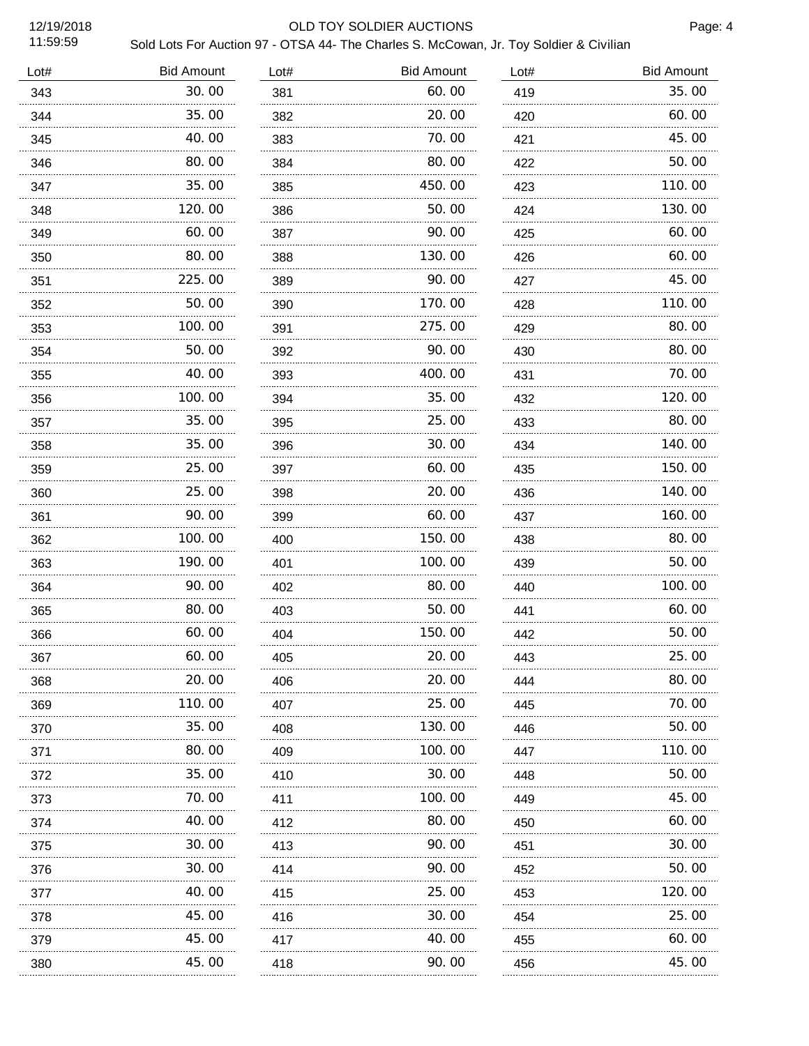OLD TOY SOLDIER AUCTIONS

Sold Lots For Auction 97 - OTSA 44- The Charles S. McCowan, Jr. Toy Soldier & Civilian

| Lot# | Bid Amount | Lot# | Bid Amount | Lot# | Bid Amount |
|---|---|---|---|---|---|
| 343 | 30.00 | 381 | 60.00 | 419 | 35.00 |
| 344 | 35.00 | 382 | 20.00 | 420 | 60.00 |
| 345 | 40.00 | 383 | 70.00 | 421 | 45.00 |
| 346 | 80.00 | 384 | 80.00 | 422 | 50.00 |
| 347 | 35.00 | 385 | 450.00 | 423 | 110.00 |
| 348 | 120.00 | 386 | 50.00 | 424 | 130.00 |
| 349 | 60.00 | 387 | 90.00 | 425 | 60.00 |
| 350 | 80.00 | 388 | 130.00 | 426 | 60.00 |
| 351 | 225.00 | 389 | 90.00 | 427 | 45.00 |
| 352 | 50.00 | 390 | 170.00 | 428 | 110.00 |
| 353 | 100.00 | 391 | 275.00 | 429 | 80.00 |
| 354 | 50.00 | 392 | 90.00 | 430 | 80.00 |
| 355 | 40.00 | 393 | 400.00 | 431 | 70.00 |
| 356 | 100.00 | 394 | 35.00 | 432 | 120.00 |
| 357 | 35.00 | 395 | 25.00 | 433 | 80.00 |
| 358 | 35.00 | 396 | 30.00 | 434 | 140.00 |
| 359 | 25.00 | 397 | 60.00 | 435 | 150.00 |
| 360 | 25.00 | 398 | 20.00 | 436 | 140.00 |
| 361 | 90.00 | 399 | 60.00 | 437 | 160.00 |
| 362 | 100.00 | 400 | 150.00 | 438 | 80.00 |
| 363 | 190.00 | 401 | 100.00 | 439 | 50.00 |
| 364 | 90.00 | 402 | 80.00 | 440 | 100.00 |
| 365 | 80.00 | 403 | 50.00 | 441 | 60.00 |
| 366 | 60.00 | 404 | 150.00 | 442 | 50.00 |
| 367 | 60.00 | 405 | 20.00 | 443 | 25.00 |
| 368 | 20.00 | 406 | 20.00 | 444 | 80.00 |
| 369 | 110.00 | 407 | 25.00 | 445 | 70.00 |
| 370 | 35.00 | 408 | 130.00 | 446 | 50.00 |
| 371 | 80.00 | 409 | 100.00 | 447 | 110.00 |
| 372 | 35.00 | 410 | 30.00 | 448 | 50.00 |
| 373 | 70.00 | 411 | 100.00 | 449 | 45.00 |
| 374 | 40.00 | 412 | 80.00 | 450 | 60.00 |
| 375 | 30.00 | 413 | 90.00 | 451 | 30.00 |
| 376 | 30.00 | 414 | 90.00 | 452 | 50.00 |
| 377 | 40.00 | 415 | 25.00 | 453 | 120.00 |
| 378 | 45.00 | 416 | 30.00 | 454 | 25.00 |
| 379 | 45.00 | 417 | 40.00 | 455 | 60.00 |
| 380 | 45.00 | 418 | 90.00 | 456 | 45.00 |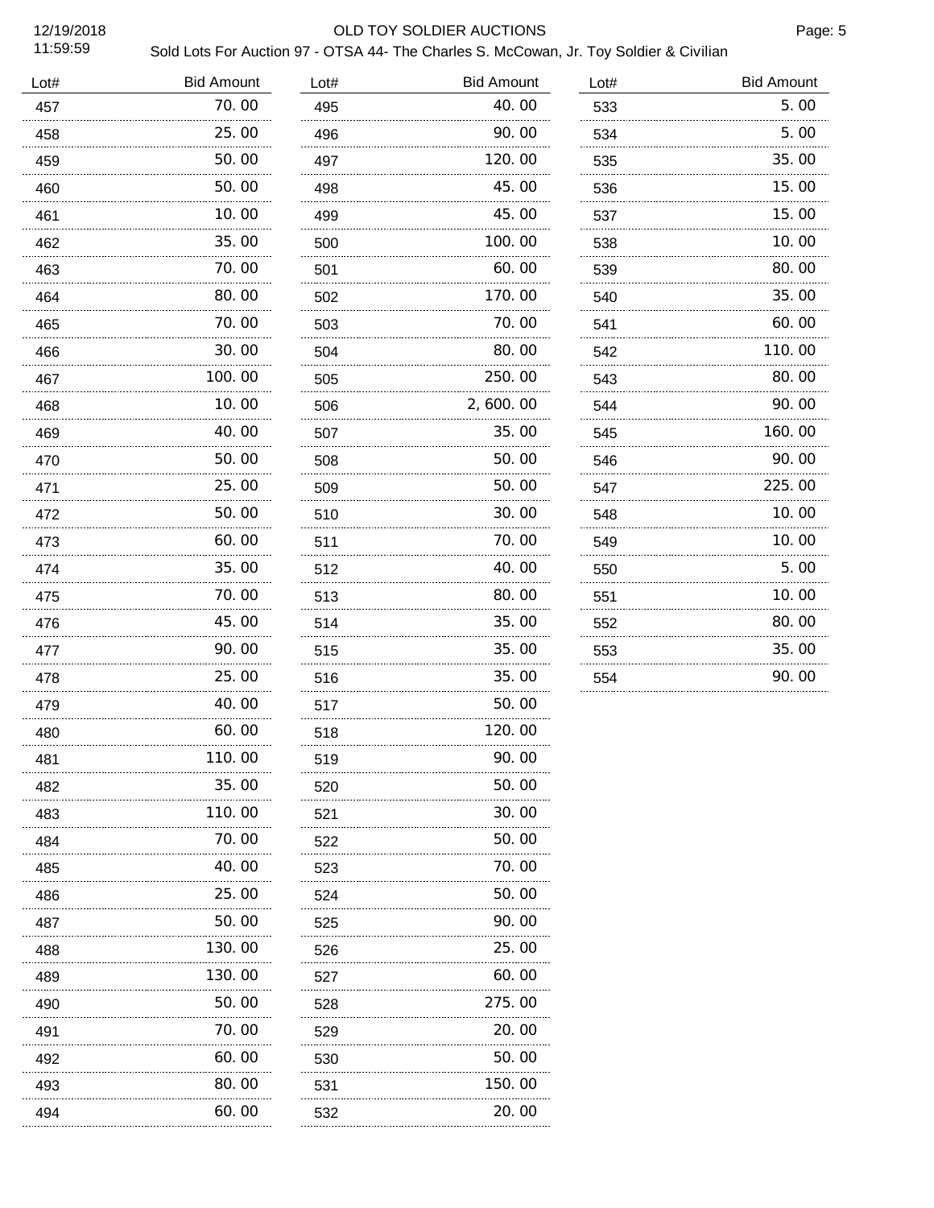OLD TOY SOLDIER AUCTIONS

Sold Lots For Auction 97 - OTSA 44- The Charles S. McCowan, Jr. Toy Soldier & Civilian

| Lot# | Bid Amount |
|---|---|
| 457 | 70.00 |
| 458 | 25.00 |
| 459 | 50.00 |
| 460 | 50.00 |
| 461 | 10.00 |
| 462 | 35.00 |
| 463 | 70.00 |
| 464 | 80.00 |
| 465 | 70.00 |
| 466 | 30.00 |
| 467 | 100.00 |
| 468 | 10.00 |
| 469 | 40.00 |
| 470 | 50.00 |
| 471 | 25.00 |
| 472 | 50.00 |
| 473 | 60.00 |
| 474 | 35.00 |
| 475 | 70.00 |
| 476 | 45.00 |
| 477 | 90.00 |
| 478 | 25.00 |
| 479 | 40.00 |
| 480 | 60.00 |
| 481 | 110.00 |
| 482 | 35.00 |
| 483 | 110.00 |
| 484 | 70.00 |
| 485 | 40.00 |
| 486 | 25.00 |
| 487 | 50.00 |
| 488 | 130.00 |
| 489 | 130.00 |
| 490 | 50.00 |
| 491 | 70.00 |
| 492 | 60.00 |
| 493 | 80.00 |
| 494 | 60.00 |
| 495 | 40.00 |
| 496 | 90.00 |
| 497 | 120.00 |
| 498 | 45.00 |
| 499 | 45.00 |
| 500 | 100.00 |
| 501 | 60.00 |
| 502 | 170.00 |
| 503 | 70.00 |
| 504 | 80.00 |
| 505 | 250.00 |
| 506 | 2,600.00 |
| 507 | 35.00 |
| 508 | 50.00 |
| 509 | 50.00 |
| 510 | 30.00 |
| 511 | 70.00 |
| 512 | 40.00 |
| 513 | 80.00 |
| 514 | 35.00 |
| 515 | 35.00 |
| 516 | 35.00 |
| 517 | 50.00 |
| 518 | 120.00 |
| 519 | 90.00 |
| 520 | 50.00 |
| 521 | 30.00 |
| 522 | 50.00 |
| 523 | 70.00 |
| 524 | 50.00 |
| 525 | 90.00 |
| 526 | 25.00 |
| 527 | 60.00 |
| 528 | 275.00 |
| 529 | 20.00 |
| 530 | 50.00 |
| 531 | 150.00 |
| 532 | 20.00 |
| 533 | 5.00 |
| 534 | 5.00 |
| 535 | 35.00 |
| 536 | 15.00 |
| 537 | 15.00 |
| 538 | 10.00 |
| 539 | 80.00 |
| 540 | 35.00 |
| 541 | 60.00 |
| 542 | 110.00 |
| 543 | 80.00 |
| 544 | 90.00 |
| 545 | 160.00 |
| 546 | 90.00 |
| 547 | 225.00 |
| 548 | 10.00 |
| 549 | 10.00 |
| 550 | 5.00 |
| 551 | 10.00 |
| 552 | 80.00 |
| 553 | 35.00 |
| 554 | 90.00 |